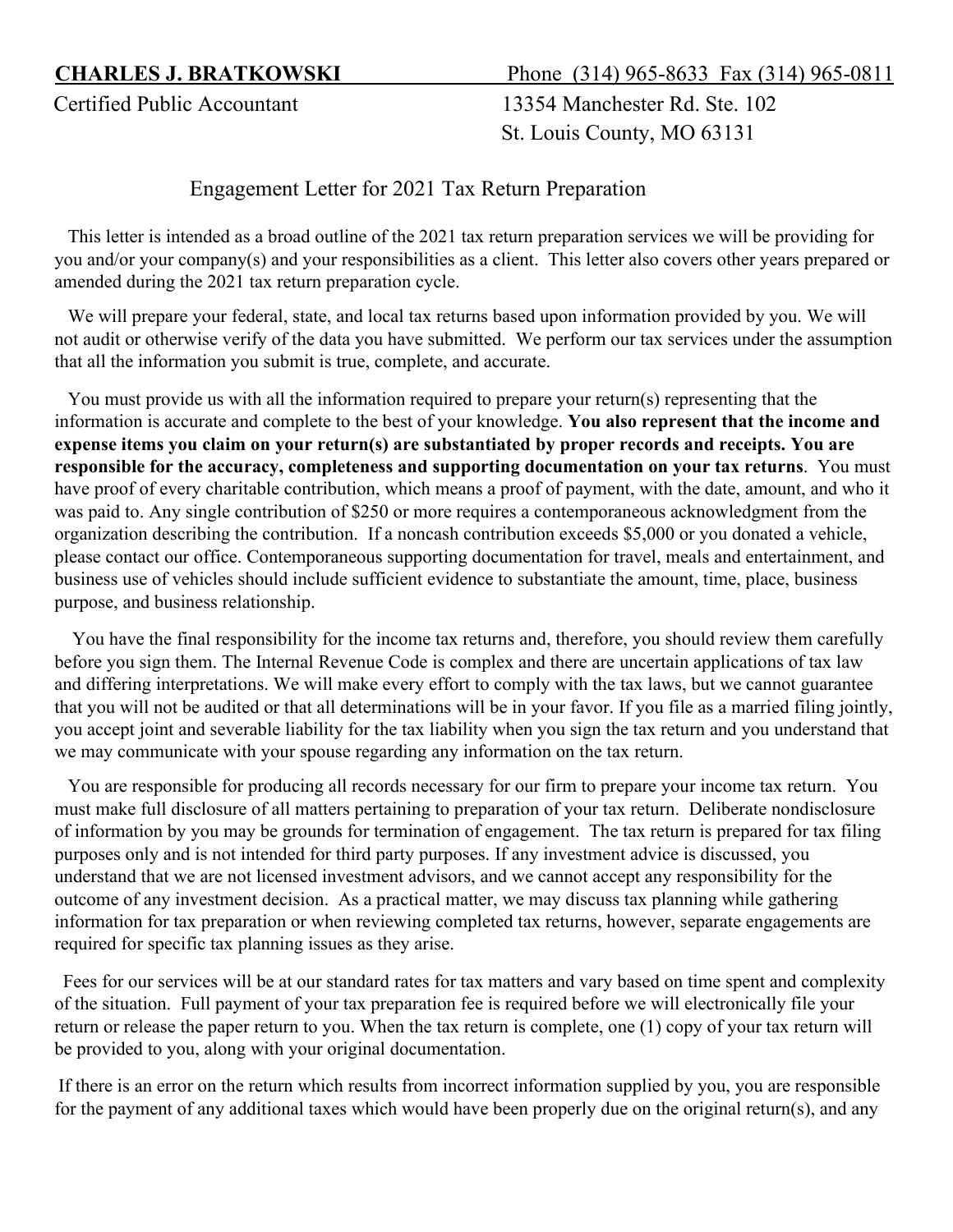**CHARLES J. BRATKOWSKI**
Certified Public Accountant

Phone (314) 965-8633 Fax (314) 965-0811
13354 Manchester Rd. Ste. 102
St. Louis County, MO 63131

## Engagement Letter for 2021 Tax Return Preparation

This letter is intended as a broad outline of the 2021 tax return preparation services we will be providing for you and/or your company(s) and your responsibilities as a client. This letter also covers other years prepared or amended during the 2021 tax return preparation cycle.

We will prepare your federal, state, and local tax returns based upon information provided by you. We will not audit or otherwise verify of the data you have submitted. We perform our tax services under the assumption that all the information you submit is true, complete, and accurate.

You must provide us with all the information required to prepare your return(s) representing that the information is accurate and complete to the best of your knowledge. **You also represent that the income and expense items you claim on your return(s) are substantiated by proper records and receipts. You are responsible for the accuracy, completeness and supporting documentation on your tax returns**. You must have proof of every charitable contribution, which means a proof of payment, with the date, amount, and who it was paid to. Any single contribution of $250 or more requires a contemporaneous acknowledgment from the organization describing the contribution. If a noncash contribution exceeds $5,000 or you donated a vehicle, please contact our office. Contemporaneous supporting documentation for travel, meals and entertainment, and business use of vehicles should include sufficient evidence to substantiate the amount, time, place, business purpose, and business relationship.

You have the final responsibility for the income tax returns and, therefore, you should review them carefully before you sign them. The Internal Revenue Code is complex and there are uncertain applications of tax law and differing interpretations. We will make every effort to comply with the tax laws, but we cannot guarantee that you will not be audited or that all determinations will be in your favor. If you file as a married filing jointly, you accept joint and severable liability for the tax liability when you sign the tax return and you understand that we may communicate with your spouse regarding any information on the tax return.

You are responsible for producing all records necessary for our firm to prepare your income tax return. You must make full disclosure of all matters pertaining to preparation of your tax return. Deliberate nondisclosure of information by you may be grounds for termination of engagement. The tax return is prepared for tax filing purposes only and is not intended for third party purposes. If any investment advice is discussed, you understand that we are not licensed investment advisors, and we cannot accept any responsibility for the outcome of any investment decision. As a practical matter, we may discuss tax planning while gathering information for tax preparation or when reviewing completed tax returns, however, separate engagements are required for specific tax planning issues as they arise.

Fees for our services will be at our standard rates for tax matters and vary based on time spent and complexity of the situation. Full payment of your tax preparation fee is required before we will electronically file your return or release the paper return to you. When the tax return is complete, one (1) copy of your tax return will be provided to you, along with your original documentation.

If there is an error on the return which results from incorrect information supplied by you, you are responsible for the payment of any additional taxes which would have been properly due on the original return(s), and any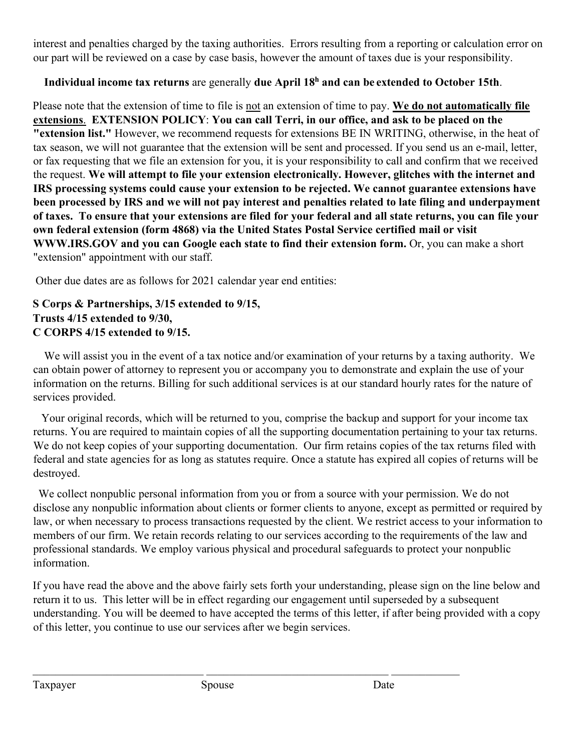interest and penalties charged by the taxing authorities. Errors resulting from a reporting or calculation error on our part will be reviewed on a case by case basis, however the amount of taxes due is your responsibility.

**Individual income tax returns** are generally **due April 18h and can be extended to October 15th**.

Please note that the extension of time to file is not an extension of time to pay. **We do not automatically file extensions**. **EXTENSION POLICY**: **You can call Terri, in our office, and ask to be placed on the "extension list."** However, we recommend requests for extensions BE IN WRITING, otherwise, in the heat of tax season, we will not guarantee that the extension will be sent and processed. If you send us an e-mail, letter, or fax requesting that we file an extension for you, it is your responsibility to call and confirm that we received the request. **We will attempt to file your extension electronically. However, glitches with the internet and IRS processing systems could cause your extension to be rejected. We cannot guarantee extensions have been processed by IRS and we will not pay interest and penalties related to late filing and underpayment of taxes. To ensure that your extensions are filed for your federal and all state returns, you can file your own federal extension (form 4868) via the United States Postal Service certified mail or visit WWW.IRS.GOV and you can Google each state to find their extension form.** Or, you can make a short "extension" appointment with our staff.

Other due dates are as follows for 2021 calendar year end entities:

**S Corps & Partnerships, 3/15 extended to 9/15,**
**Trusts 4/15 extended to 9/30,**
**C CORPS 4/15 extended to 9/15.**

We will assist you in the event of a tax notice and/or examination of your returns by a taxing authority. We can obtain power of attorney to represent you or accompany you to demonstrate and explain the use of your information on the returns. Billing for such additional services is at our standard hourly rates for the nature of services provided.

Your original records, which will be returned to you, comprise the backup and support for your income tax returns. You are required to maintain copies of all the supporting documentation pertaining to your tax returns. We do not keep copies of your supporting documentation. Our firm retains copies of the tax returns filed with federal and state agencies for as long as statutes require. Once a statute has expired all copies of returns will be destroyed.

We collect nonpublic personal information from you or from a source with your permission. We do not disclose any nonpublic information about clients or former clients to anyone, except as permitted or required by law, or when necessary to process transactions requested by the client. We restrict access to your information to members of our firm. We retain records relating to our services according to the requirements of the law and professional standards. We employ various physical and procedural safeguards to protect your nonpublic information.

If you have read the above and the above fairly sets forth your understanding, please sign on the line below and return it to us. This letter will be in effect regarding our engagement until superseded by a subsequent understanding. You will be deemed to have accepted the terms of this letter, if after being provided with a copy of this letter, you continue to use our services after we begin services.

\_\_\_\_\_\_\_\_\_\_\_\_\_\_\_\_\_\_\_\_\_\_\_\_\_\_\_\_\_\_ \_\_\_\_\_\_\_\_\_\_\_\_\_\_\_\_\_\_\_\_\_\_\_\_\_\_\_\_\_\_ \_\_\_\_\_\_\_\_\_\_\_\_

Taxpayer Spouse Date